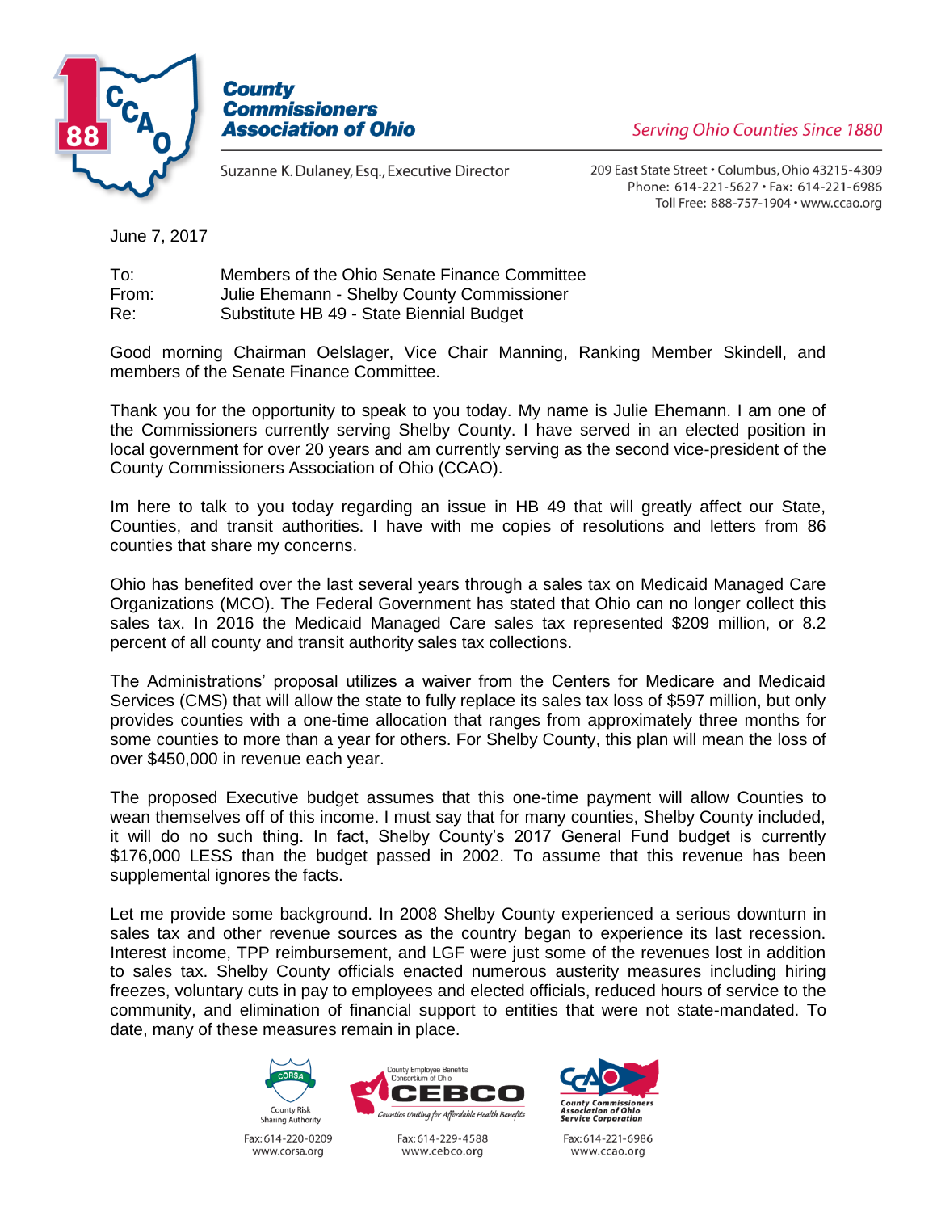**County Commissioners Association of Ohio**

*Serving Ohio Counties Since 1880*

Suzanne K. Dulaney, Esq., Executive Director

209 East State Street • Columbus, Ohio 43215-4309
Phone: 614-221-5627 • Fax: 614-221-6986
Toll Free: 888-757-1904 • www.ccao.org

June 7, 2017

To: Members of the Ohio Senate Finance Committee
From: Julie Ehemann - Shelby County Commissioner
Re: Substitute HB 49 - State Biennial Budget

Good morning Chairman Oelslager, Vice Chair Manning, Ranking Member Skindell, and members of the Senate Finance Committee.

Thank you for the opportunity to speak to you today. My name is Julie Ehemann. I am one of the Commissioners currently serving Shelby County. I have served in an elected position in local government for over 20 years and am currently serving as the second vice-president of the County Commissioners Association of Ohio (CCAO).

Im here to talk to you today regarding an issue in HB 49 that will greatly affect our State, Counties, and transit authorities. I have with me copies of resolutions and letters from 86 counties that share my concerns.

Ohio has benefited over the last several years through a sales tax on Medicaid Managed Care Organizations (MCO). The Federal Government has stated that Ohio can no longer collect this sales tax. In 2016 the Medicaid Managed Care sales tax represented $209 million, or 8.2 percent of all county and transit authority sales tax collections.

The Administrations' proposal utilizes a waiver from the Centers for Medicare and Medicaid Services (CMS) that will allow the state to fully replace its sales tax loss of $597 million, but only provides counties with a one-time allocation that ranges from approximately three months for some counties to more than a year for others. For Shelby County, this plan will mean the loss of over $450,000 in revenue each year.

The proposed Executive budget assumes that this one-time payment will allow Counties to wean themselves off of this income. I must say that for many counties, Shelby County included, it will do no such thing. In fact, Shelby County's 2017 General Fund budget is currently $176,000 LESS than the budget passed in 2002. To assume that this revenue has been supplemental ignores the facts.

Let me provide some background. In 2008 Shelby County experienced a serious downturn in sales tax and other revenue sources as the country began to experience its last recession. Interest income, TPP reimbursement, and LGF were just some of the revenues lost in addition to sales tax. Shelby County officials enacted numerous austerity measures including hiring freezes, voluntary cuts in pay to employees and elected officials, reduced hours of service to the community, and elimination of financial support to entities that were not state-mandated. To date, many of these measures remain in place.

County Risk Sharing Authority — Fax: 614-220-0209 — www.corsa.org
County Employee Benefits Consortium of Ohio (CEBCO) — Counties Uniting for Affordable Health Benefits — Fax: 614-229-4588 — www.cebco.org
County Commissioners Association of Ohio Service Corporation — Fax: 614-221-6986 — www.ccao.org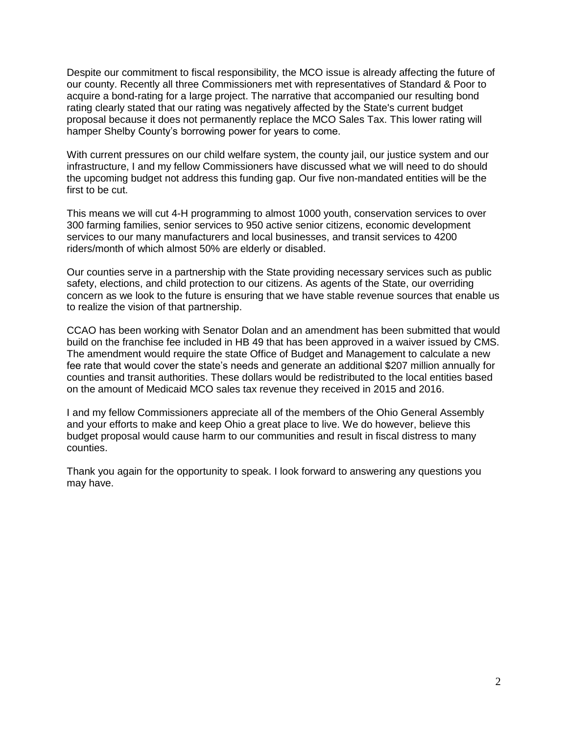Despite our commitment to fiscal responsibility, the MCO issue is already affecting the future of our county. Recently all three Commissioners met with representatives of Standard & Poor to acquire a bond-rating for a large project. The narrative that accompanied our resulting bond rating clearly stated that our rating was negatively affected by the State's current budget proposal because it does not permanently replace the MCO Sales Tax. This lower rating will hamper Shelby County's borrowing power for years to come.

With current pressures on our child welfare system, the county jail, our justice system and our infrastructure, I and my fellow Commissioners have discussed what we will need to do should the upcoming budget not address this funding gap. Our five non-mandated entities will be the first to be cut.

This means we will cut 4-H programming to almost 1000 youth, conservation services to over 300 farming families, senior services to 950 active senior citizens, economic development services to our many manufacturers and local businesses, and transit services to 4200 riders/month of which almost 50% are elderly or disabled.

Our counties serve in a partnership with the State providing necessary services such as public safety, elections, and child protection to our citizens. As agents of the State, our overriding concern as we look to the future is ensuring that we have stable revenue sources that enable us to realize the vision of that partnership.

CCAO has been working with Senator Dolan and an amendment has been submitted that would build on the franchise fee included in HB 49 that has been approved in a waiver issued by CMS. The amendment would require the state Office of Budget and Management to calculate a new fee rate that would cover the state's needs and generate an additional $207 million annually for counties and transit authorities. These dollars would be redistributed to the local entities based on the amount of Medicaid MCO sales tax revenue they received in 2015 and 2016.

I and my fellow Commissioners appreciate all of the members of the Ohio General Assembly and your efforts to make and keep Ohio a great place to live. We do however, believe this budget proposal would cause harm to our communities and result in fiscal distress to many counties.

Thank you again for the opportunity to speak. I look forward to answering any questions you may have.